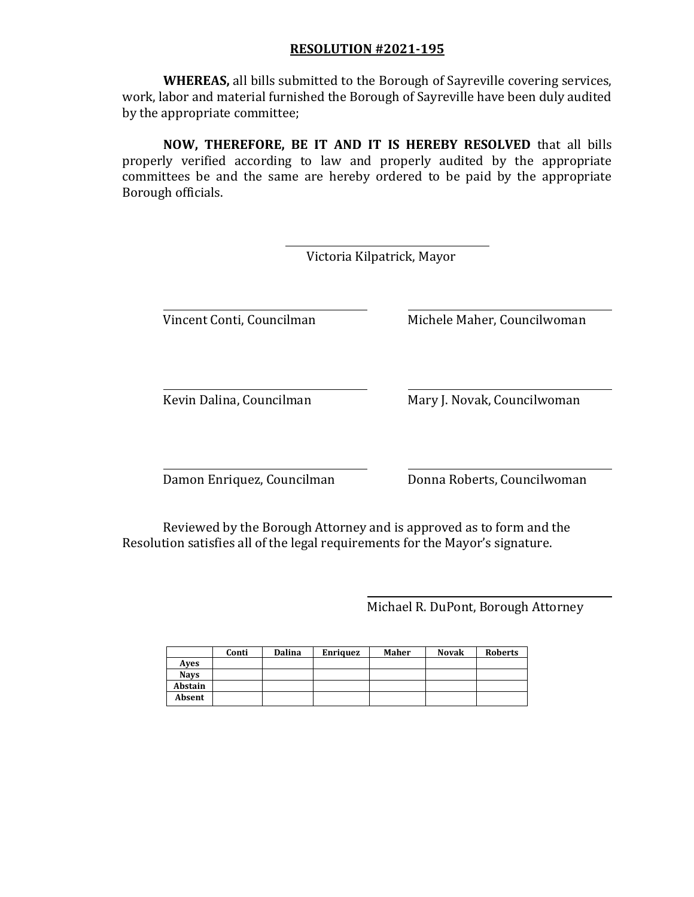## RESOLUTION #2021-195

**WHEREAS,** all bills submitted to the Borough of Sayreville covering services, work, labor and material furnished the Borough of Sayreville have been duly audited by the appropriate committee;

**NOW, THEREFORE, BE IT AND IT IS HEREBY RESOLVED** that all bills properly verified according to law and properly audited by the appropriate committees be and the same are hereby ordered to be paid by the appropriate Borough officials.

Victoria Kilpatrick, Mayor

Vincent Conti, Councilman

Michele Maher, Councilwoman

Kevin Dalina, Councilman

Mary J. Novak, Councilwoman

Damon Enriquez, Councilman

Donna Roberts, Councilwoman

Reviewed by the Borough Attorney and is approved as to form and the Resolution satisfies all of the legal requirements for the Mayor's signature.

Michael R. DuPont, Borough Attorney

| | Conti | Dalina | Enriquez | Maher | Novak | Roberts |
|---|---|---|---|---|---|---|
| Ayes | | | | | | |
| Nays | | | | | | |
| Abstain | | | | | | |
| Absent | | | | | | |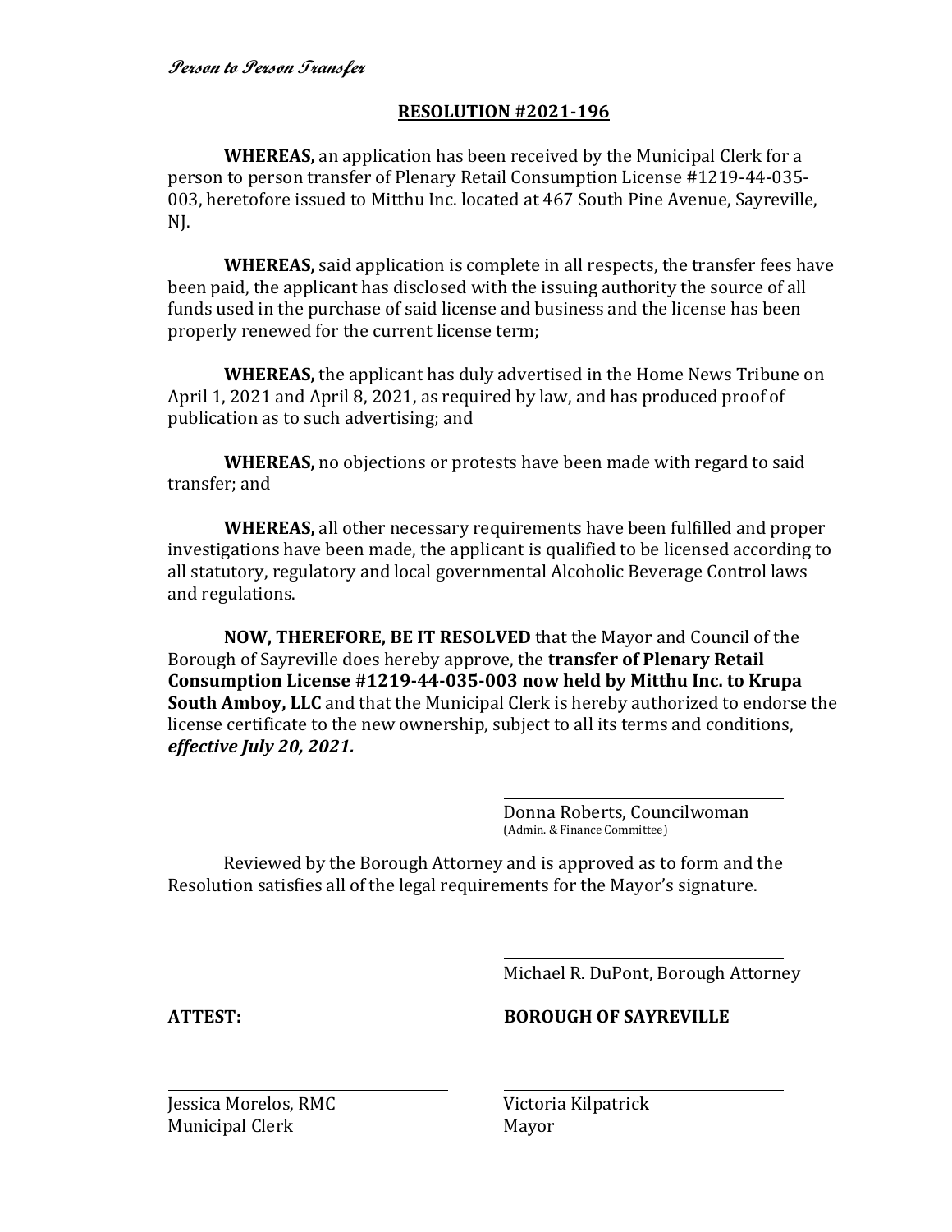*Person to Person Transfer*

## RESOLUTION #2021-196

**WHEREAS,** an application has been received by the Municipal Clerk for a person to person transfer of Plenary Retail Consumption License #1219-44-035-003, heretofore issued to Mitthu Inc. located at 467 South Pine Avenue, Sayreville, NJ.

**WHEREAS,** said application is complete in all respects, the transfer fees have been paid, the applicant has disclosed with the issuing authority the source of all funds used in the purchase of said license and business and the license has been properly renewed for the current license term;

**WHEREAS,** the applicant has duly advertised in the Home News Tribune on April 1, 2021 and April 8, 2021, as required by law, and has produced proof of publication as to such advertising; and

**WHEREAS,** no objections or protests have been made with regard to said transfer; and

**WHEREAS,** all other necessary requirements have been fulfilled and proper investigations have been made, the applicant is qualified to be licensed according to all statutory, regulatory and local governmental Alcoholic Beverage Control laws and regulations.

**NOW, THEREFORE, BE IT RESOLVED** that the Mayor and Council of the Borough of Sayreville does hereby approve, the **transfer of Plenary Retail Consumption License #1219-44-035-003 now held by Mitthu Inc. to Krupa South Amboy, LLC** and that the Municipal Clerk is hereby authorized to endorse the license certificate to the new ownership, subject to all its terms and conditions, ***effective July 20, 2021.***

Donna Roberts, Councilwoman
(Admin. & Finance Committee)

Reviewed by the Borough Attorney and is approved as to form and the Resolution satisfies all of the legal requirements for the Mayor's signature.

Michael R. DuPont, Borough Attorney

**ATTEST:**

**BOROUGH OF SAYREVILLE**

Jessica Morelos, RMC
Municipal Clerk

Victoria Kilpatrick
Mayor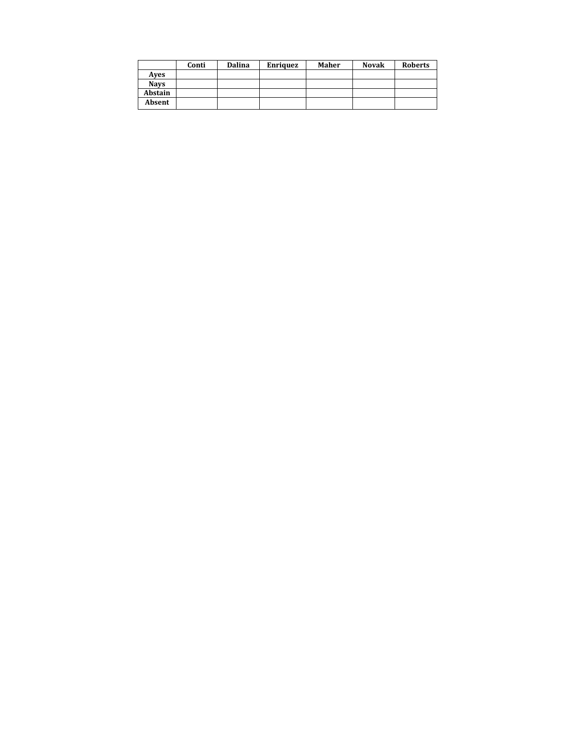| | Conti | Dalina | Enriquez | Maher | Novak | Roberts |
|---|---|---|---|---|---|---|
| Ayes | | | | | | |
| Nays | | | | | | |
| Abstain | | | | | | |
| Absent | | | | | | |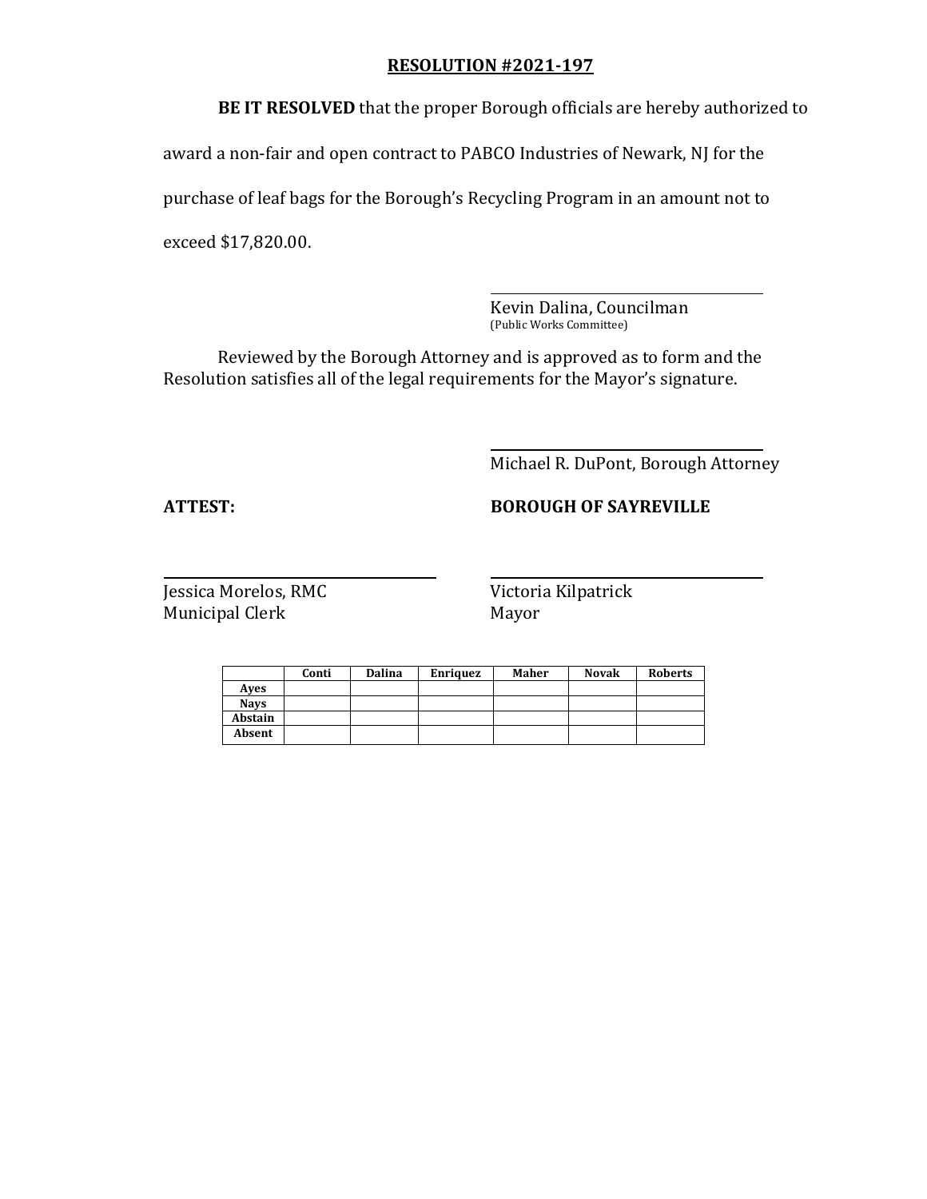**RESOLUTION #2021-197**

**BE IT RESOLVED** that the proper Borough officials are hereby authorized to award a non-fair and open contract to PABCO Industries of Newark, NJ for the purchase of leaf bags for the Borough's Recycling Program in an amount not to exceed $17,820.00.

Kevin Dalina, Councilman
(Public Works Committee)

Reviewed by the Borough Attorney and is approved as to form and the Resolution satisfies all of the legal requirements for the Mayor's signature.

Michael R. DuPont, Borough Attorney

**ATTEST:**

**BOROUGH OF SAYREVILLE**

Jessica Morelos, RMC
Municipal Clerk

Victoria Kilpatrick
Mayor

| | Conti | Dalina | Enriquez | Maher | Novak | Roberts |
|---|---|---|---|---|---|---|
| **Ayes** | | | | | | |
| **Nays** | | | | | | |
| **Abstain** | | | | | | |
| **Absent** | | | | | | |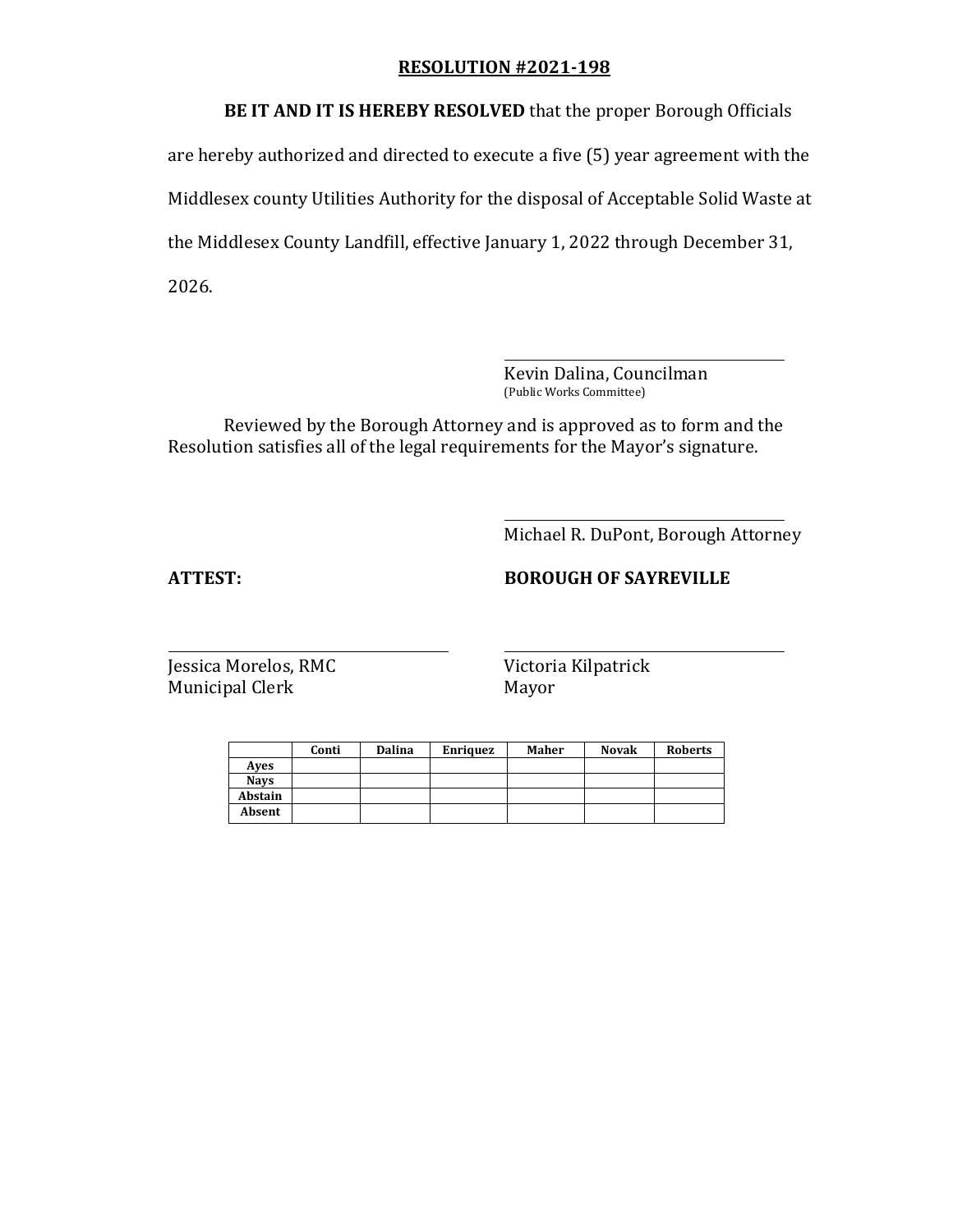**RESOLUTION #2021-198**

**BE IT AND IT IS HEREBY RESOLVED** that the proper Borough Officials are hereby authorized and directed to execute a five (5) year agreement with the Middlesex county Utilities Authority for the disposal of Acceptable Solid Waste at the Middlesex County Landfill, effective January 1, 2022 through December 31, 2026.

Kevin Dalina, Councilman
(Public Works Committee)

Reviewed by the Borough Attorney and is approved as to form and the Resolution satisfies all of the legal requirements for the Mayor's signature.

Michael R. DuPont, Borough Attorney

**ATTEST:**

**BOROUGH OF SAYREVILLE**

Jessica Morelos, RMC
Municipal Clerk

Victoria Kilpatrick
Mayor

| | Conti | Dalina | Enriquez | Maher | Novak | Roberts |
|---|---|---|---|---|---|---|
| **Ayes** | | | | | | |
| **Nays** | | | | | | |
| **Abstain** | | | | | | |
| **Absent** | | | | | | |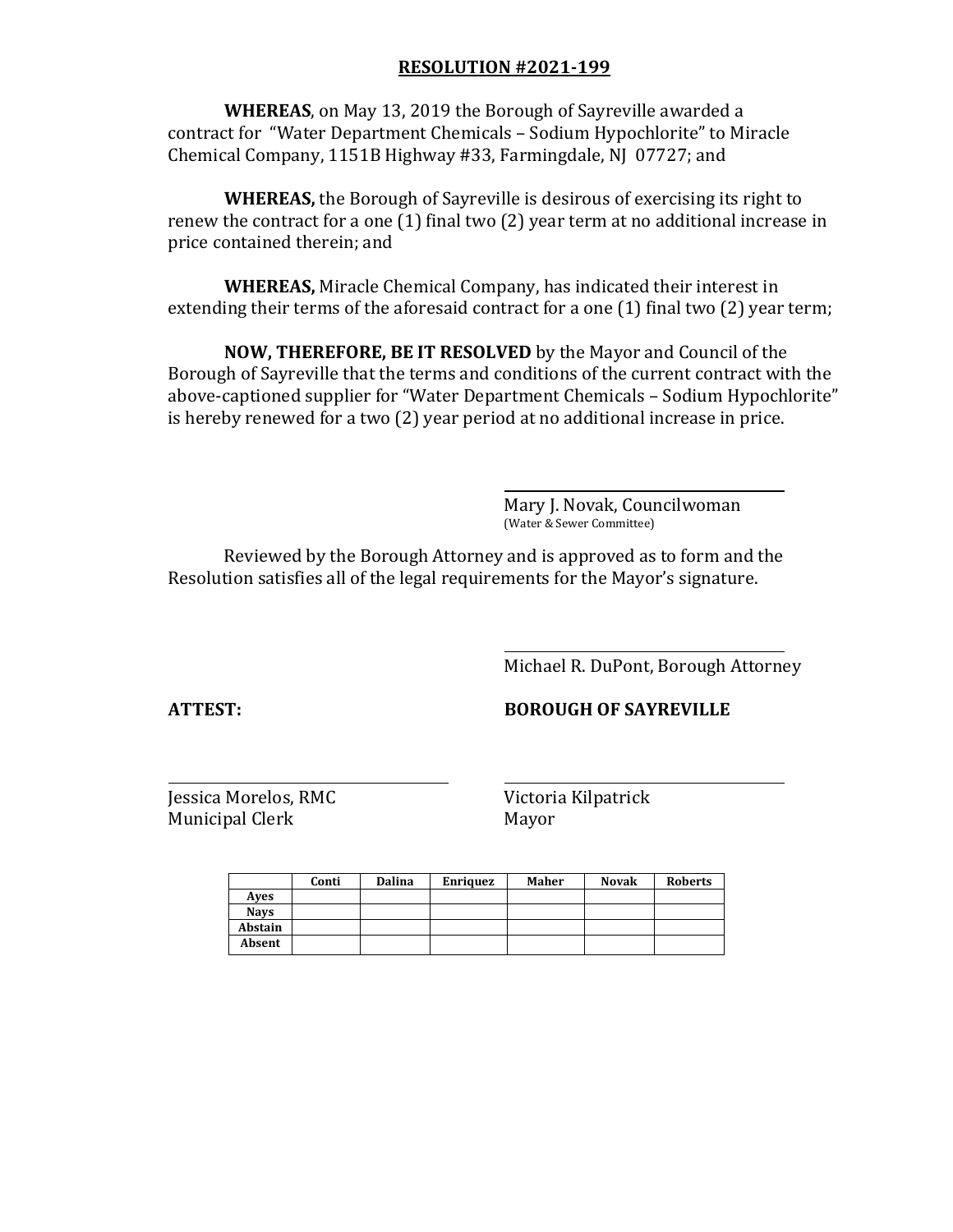**RESOLUTION #2021-199**

**WHEREAS**, on May 13, 2019 the Borough of Sayreville awarded a contract for "Water Department Chemicals – Sodium Hypochlorite" to Miracle Chemical Company, 1151B Highway #33, Farmingdale, NJ 07727; and

**WHEREAS,** the Borough of Sayreville is desirous of exercising its right to renew the contract for a one (1) final two (2) year term at no additional increase in price contained therein; and

**WHEREAS,** Miracle Chemical Company, has indicated their interest in extending their terms of the aforesaid contract for a one (1) final two (2) year term;

**NOW, THEREFORE, BE IT RESOLVED** by the Mayor and Council of the Borough of Sayreville that the terms and conditions of the current contract with the above-captioned supplier for "Water Department Chemicals – Sodium Hypochlorite" is hereby renewed for a two (2) year period at no additional increase in price.

Mary J. Novak, Councilwoman
(Water & Sewer Committee)

Reviewed by the Borough Attorney and is approved as to form and the Resolution satisfies all of the legal requirements for the Mayor's signature.

Michael R. DuPont, Borough Attorney

**ATTEST:** **BOROUGH OF SAYREVILLE**

Jessica Morelos, RMC
Municipal Clerk

Victoria Kilpatrick
Mayor

| | Conti | Dalina | Enriquez | Maher | Novak | Roberts |
|---|---|---|---|---|---|---|
| Ayes | | | | | | |
| Nays | | | | | | |
| Abstain | | | | | | |
| Absent | | | | | | |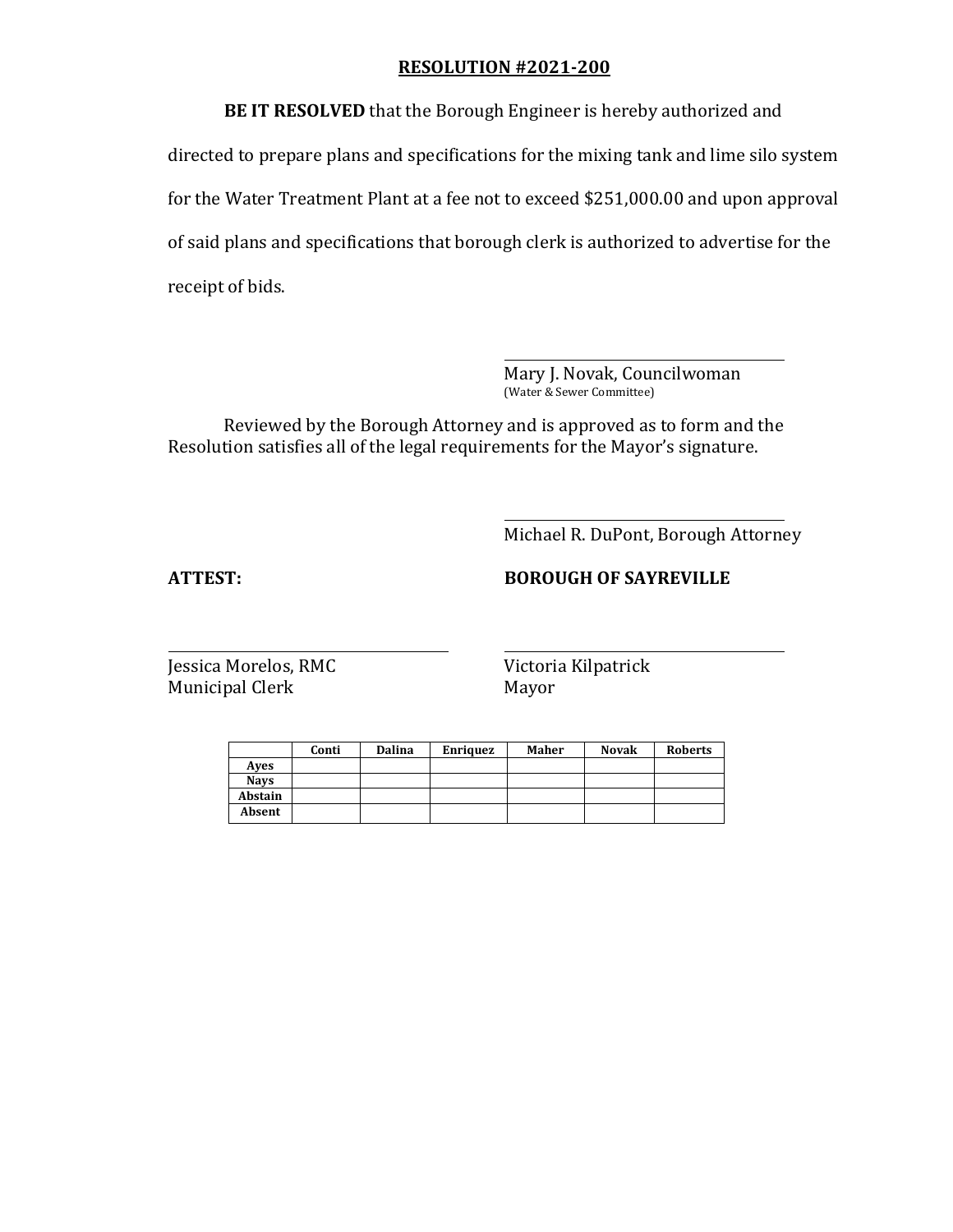**RESOLUTION #2021-200**

**BE IT RESOLVED** that the Borough Engineer is hereby authorized and directed to prepare plans and specifications for the mixing tank and lime silo system for the Water Treatment Plant at a fee not to exceed $251,000.00 and upon approval of said plans and specifications that borough clerk is authorized to advertise for the receipt of bids.

Mary J. Novak, Councilwoman
(Water & Sewer Committee)

Reviewed by the Borough Attorney and is approved as to form and the Resolution satisfies all of the legal requirements for the Mayor's signature.

Michael R. DuPont, Borough Attorney

**ATTEST:**

Jessica Morelos, RMC
Municipal Clerk

**BOROUGH OF SAYREVILLE**

Victoria Kilpatrick
Mayor

| | Conti | Dalina | Enriquez | Maher | Novak | Roberts |
|---|---|---|---|---|---|---|
| **Ayes** | | | | | | |
| **Nays** | | | | | | |
| **Abstain** | | | | | | |
| **Absent** | | | | | | |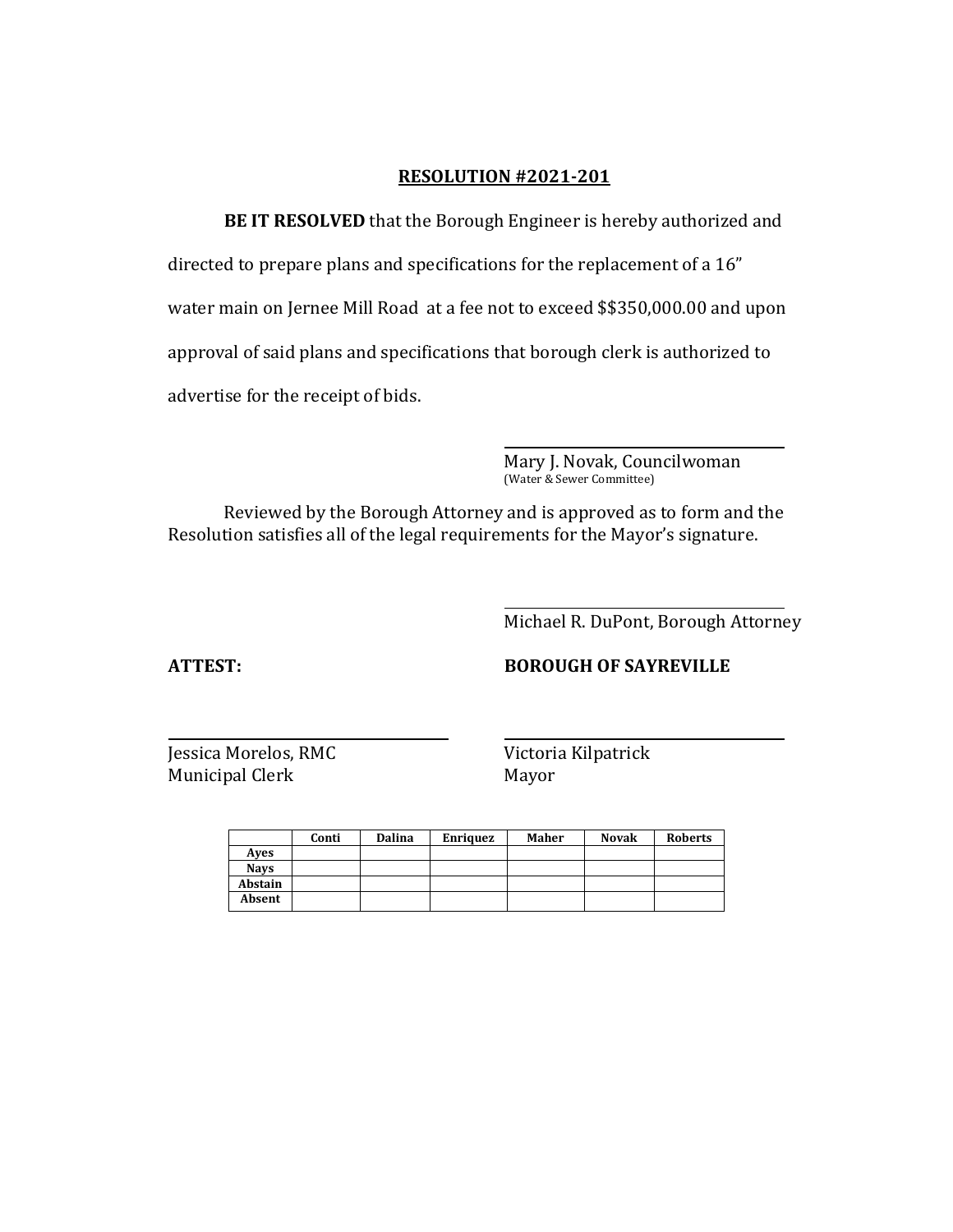**RESOLUTION #2021-201**

**BE IT RESOLVED** that the Borough Engineer is hereby authorized and directed to prepare plans and specifications for the replacement of a 16" water main on Jernee Mill Road at a fee not to exceed $$350,000.00 and upon approval of said plans and specifications that borough clerk is authorized to advertise for the receipt of bids.

Mary J. Novak, Councilwoman
(Water & Sewer Committee)

Reviewed by the Borough Attorney and is approved as to form and the Resolution satisfies all of the legal requirements for the Mayor's signature.

Michael R. DuPont, Borough Attorney

**ATTEST:**

Jessica Morelos, RMC
Municipal Clerk

**BOROUGH OF SAYREVILLE**

Victoria Kilpatrick
Mayor

| | Conti | Dalina | Enriquez | Maher | Novak | Roberts |
|---|---|---|---|---|---|---|
| Ayes | | | | | | |
| Nays | | | | | | |
| Abstain | | | | | | |
| Absent | | | | | | |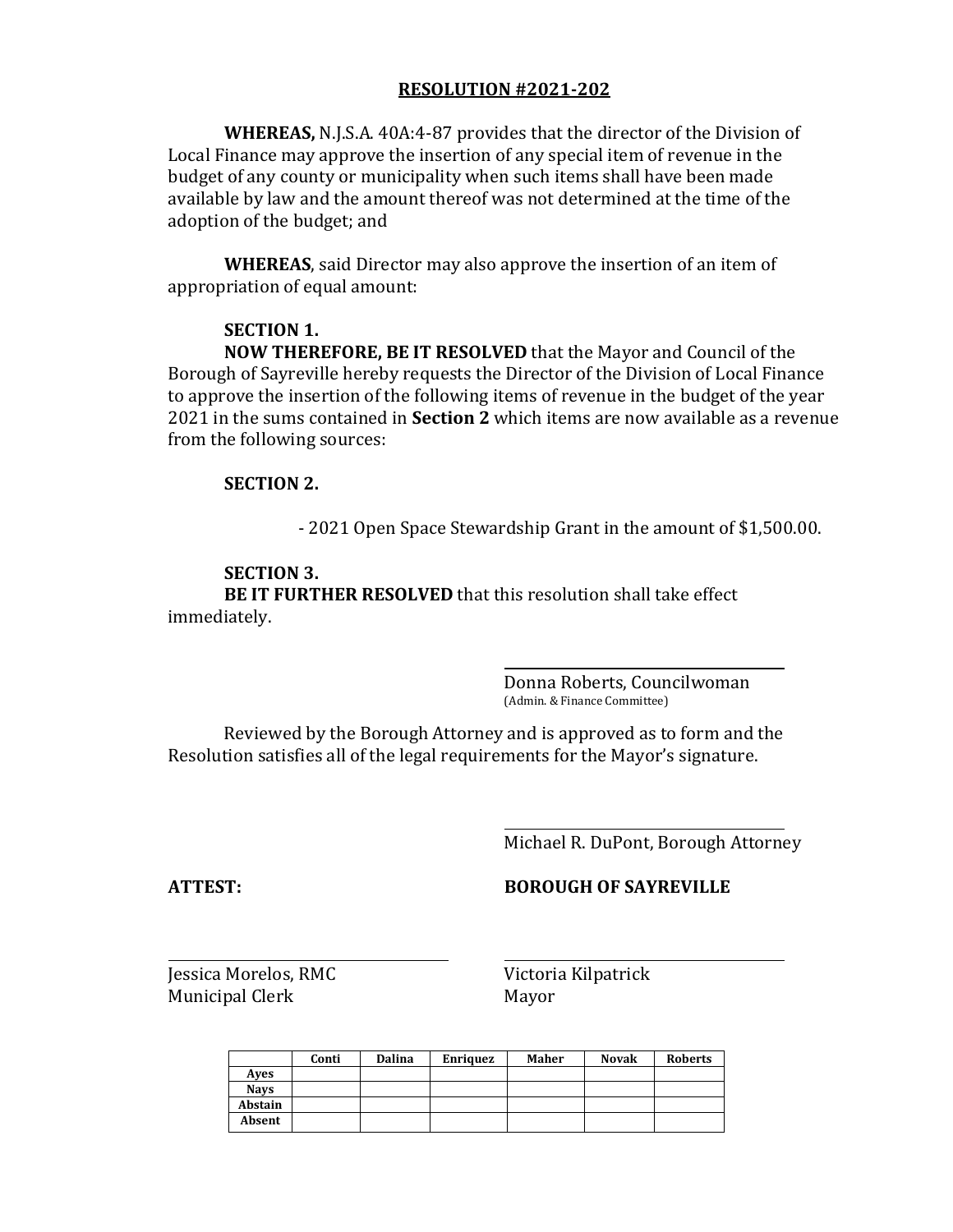## RESOLUTION #2021-202

**WHEREAS,** N.J.S.A. 40A:4-87 provides that the director of the Division of Local Finance may approve the insertion of any special item of revenue in the budget of any county or municipality when such items shall have been made available by law and the amount thereof was not determined at the time of the adoption of the budget; and

**WHEREAS**, said Director may also approve the insertion of an item of appropriation of equal amount:

**SECTION 1.**
**NOW THEREFORE, BE IT RESOLVED** that the Mayor and Council of the Borough of Sayreville hereby requests the Director of the Division of Local Finance to approve the insertion of the following items of revenue in the budget of the year 2021 in the sums contained in **Section 2** which items are now available as a revenue from the following sources:

**SECTION 2.**

- 2021 Open Space Stewardship Grant in the amount of $1,500.00.

**SECTION 3.**
**BE IT FURTHER RESOLVED** that this resolution shall take effect immediately.

Donna Roberts, Councilwoman
(Admin. & Finance Committee)

Reviewed by the Borough Attorney and is approved as to form and the Resolution satisfies all of the legal requirements for the Mayor's signature.

Michael R. DuPont, Borough Attorney

**ATTEST:**

Jessica Morelos, RMC
Municipal Clerk

**BOROUGH OF SAYREVILLE**

Victoria Kilpatrick
Mayor

| | Conti | Dalina | Enriquez | Maher | Novak | Roberts |
|---|---|---|---|---|---|---|
| Ayes | | | | | | |
| Nays | | | | | | |
| Abstain | | | | | | |
| Absent | | | | | | |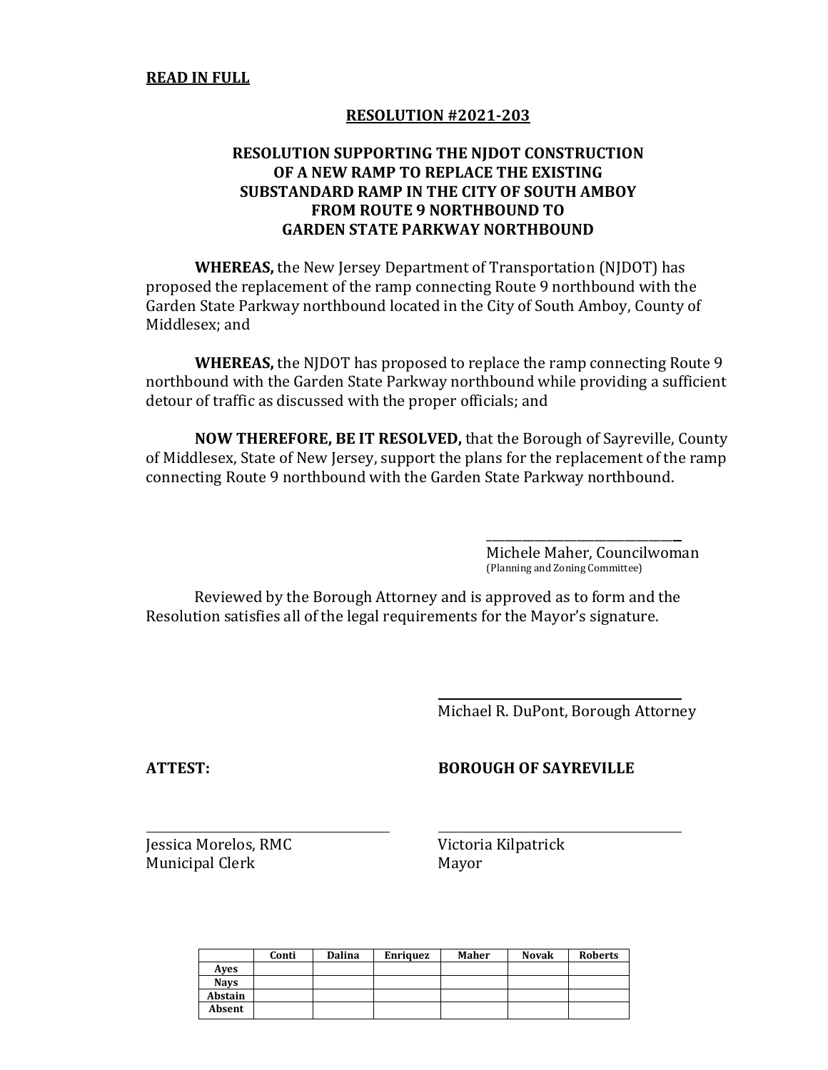**READ IN FULL**

**RESOLUTION #2021-203**

**RESOLUTION SUPPORTING THE NJDOT CONSTRUCTION OF A NEW RAMP TO REPLACE THE EXISTING SUBSTANDARD RAMP IN THE CITY OF SOUTH AMBOY FROM ROUTE 9 NORTHBOUND TO GARDEN STATE PARKWAY NORTHBOUND**

**WHEREAS,** the New Jersey Department of Transportation (NJDOT) has proposed the replacement of the ramp connecting Route 9 northbound with the Garden State Parkway northbound located in the City of South Amboy, County of Middlesex; and

**WHEREAS,** the NJDOT has proposed to replace the ramp connecting Route 9 northbound with the Garden State Parkway northbound while providing a sufficient detour of traffic as discussed with the proper officials; and

**NOW THEREFORE, BE IT RESOLVED,** that the Borough of Sayreville, County of Middlesex, State of New Jersey, support the plans for the replacement of the ramp connecting Route 9 northbound with the Garden State Parkway northbound.

\_\_\_\_\_\_\_\_\_\_\_\_\_\_\_\_\_\_\_\_\_\_\_\_\_\_\_\_\_\_
Michele Maher, Councilwoman
(Planning and Zoning Committee)

Reviewed by the Borough Attorney and is approved as to form and the Resolution satisfies all of the legal requirements for the Mayor's signature.

\_\_\_\_\_\_\_\_\_\_\_\_\_\_\_\_\_\_\_\_\_\_\_\_\_\_\_\_\_\_
Michael R. DuPont, Borough Attorney

**ATTEST:**

\_\_\_\_\_\_\_\_\_\_\_\_\_\_\_\_\_\_\_\_\_\_\_\_\_\_\_\_\_\_
Jessica Morelos, RMC
Municipal Clerk

**BOROUGH OF SAYREVILLE**

\_\_\_\_\_\_\_\_\_\_\_\_\_\_\_\_\_\_\_\_\_\_\_\_\_\_\_\_\_\_
Victoria Kilpatrick
Mayor

| | Conti | Dalina | Enriquez | Maher | Novak | Roberts |
|---|---|---|---|---|---|---|
| Ayes | | | | | | |
| Nays | | | | | | |
| Abstain | | | | | | |
| Absent | | | | | | |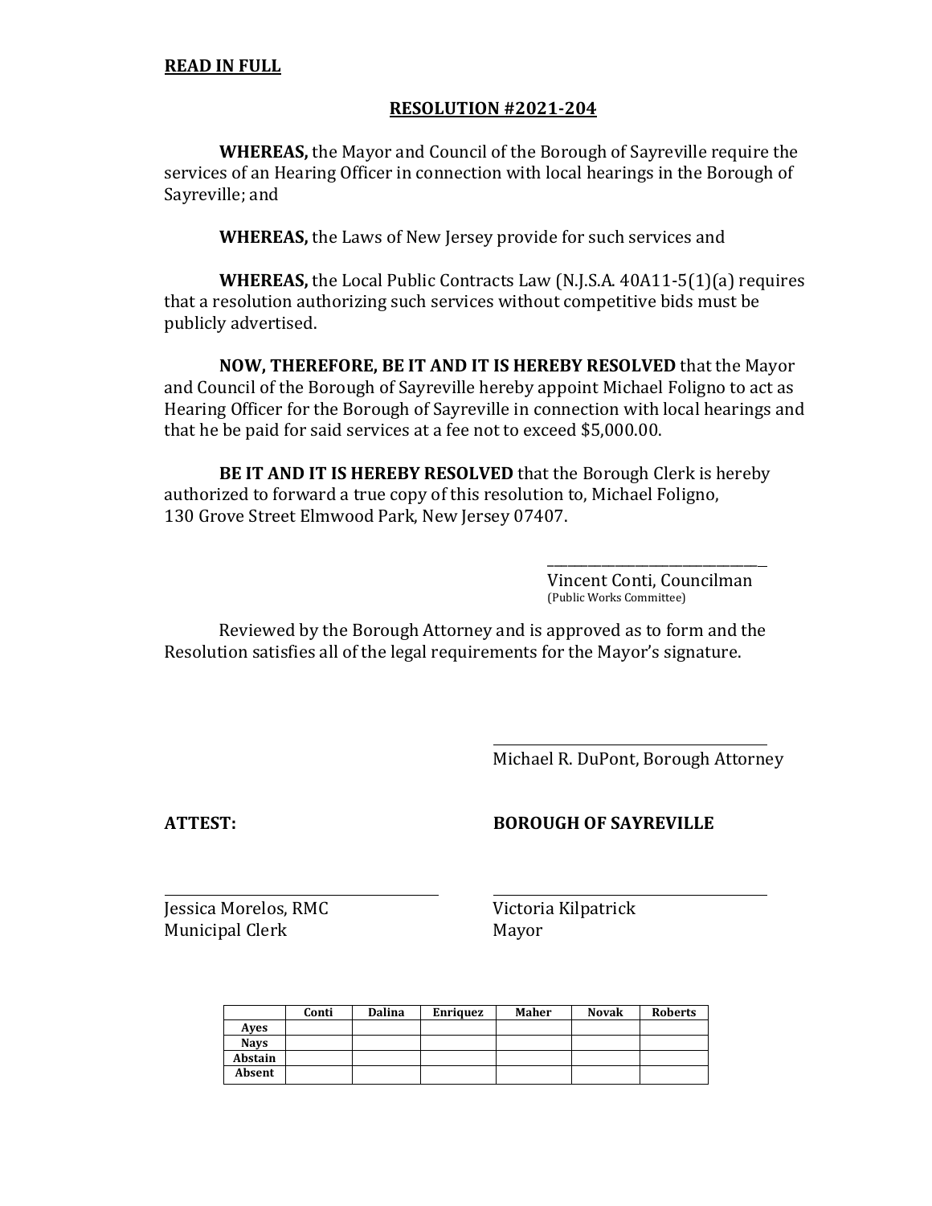**READ IN FULL**

**RESOLUTION #2021-204**

**WHEREAS,** the Mayor and Council of the Borough of Sayreville require the services of an Hearing Officer in connection with local hearings in the Borough of Sayreville; and

**WHEREAS,** the Laws of New Jersey provide for such services and

**WHEREAS,** the Local Public Contracts Law (N.J.S.A. 40A11-5(1)(a) requires that a resolution authorizing such services without competitive bids must be publicly advertised.

**NOW, THEREFORE, BE IT AND IT IS HEREBY RESOLVED** that the Mayor and Council of the Borough of Sayreville hereby appoint Michael Foligno to act as Hearing Officer for the Borough of Sayreville in connection with local hearings and that he be paid for said services at a fee not to exceed $5,000.00.

**BE IT AND IT IS HEREBY RESOLVED** that the Borough Clerk is hereby authorized to forward a true copy of this resolution to, Michael Foligno, 130 Grove Street Elmwood Park, New Jersey 07407.

\_\_\_\_\_\_\_\_\_\_\_\_\_\_\_\_\_\_\_\_\_\_\_\_\_\_\_\_\_\_
Vincent Conti, Councilman
(Public Works Committee)

Reviewed by the Borough Attorney and is approved as to form and the Resolution satisfies all of the legal requirements for the Mayor's signature.

\_\_\_\_\_\_\_\_\_\_\_\_\_\_\_\_\_\_\_\_\_\_\_\_\_\_\_\_\_\_
Michael R. DuPont, Borough Attorney

**ATTEST:** **BOROUGH OF SAYREVILLE**

\_\_\_\_\_\_\_\_\_\_\_\_\_\_\_\_\_\_\_\_\_\_\_\_\_\_\_\_\_\_
Jessica Morelos, RMC
Municipal Clerk

\_\_\_\_\_\_\_\_\_\_\_\_\_\_\_\_\_\_\_\_\_\_\_\_\_\_\_\_\_\_
Victoria Kilpatrick
Mayor

| | Conti | Dalina | Enriquez | Maher | Novak | Roberts |
|---|---|---|---|---|---|---|
| Ayes | | | | | | |
| Nays | | | | | | |
| Abstain | | | | | | |
| Absent | | | | | | |